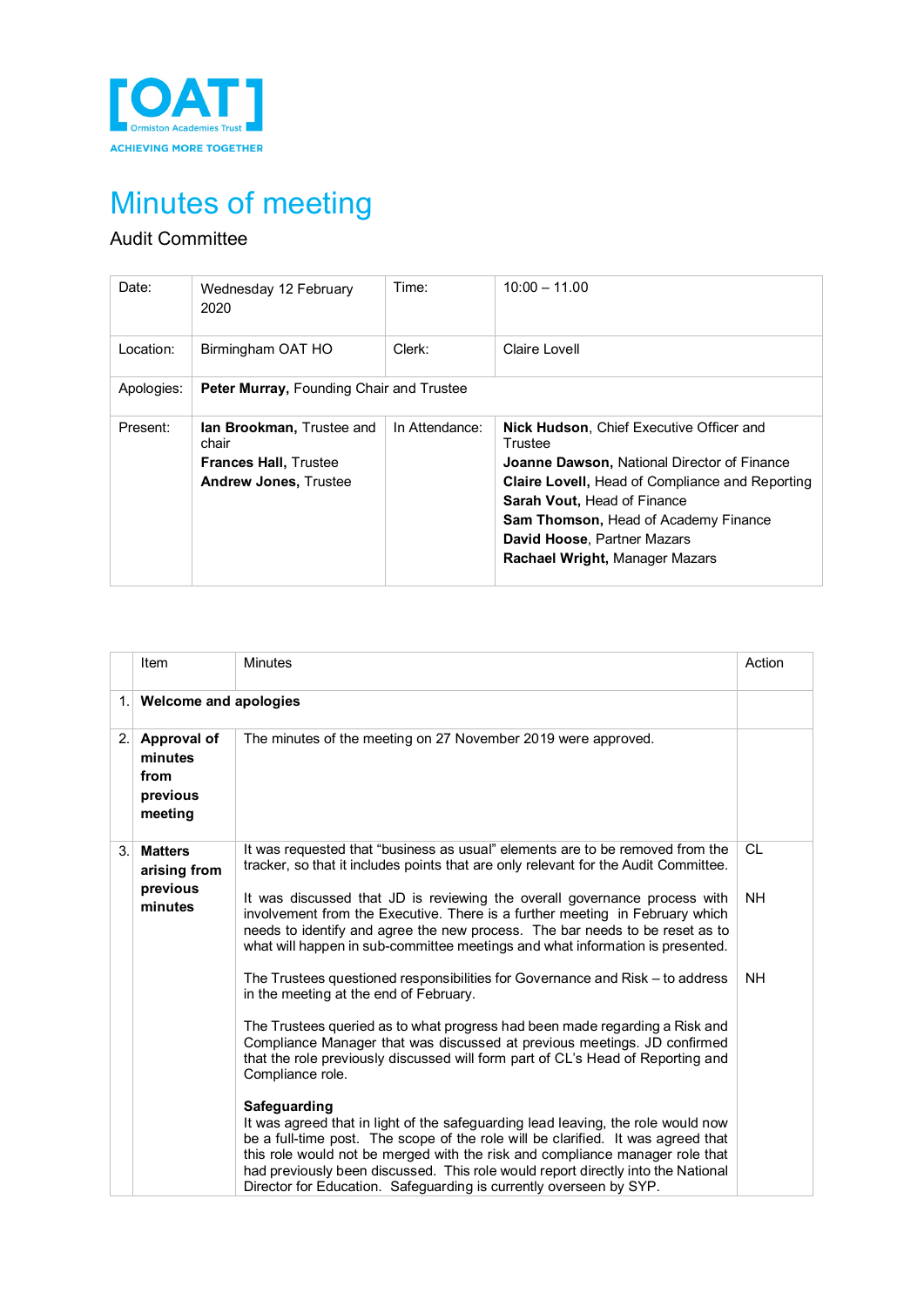[OAT] Ormiston Academies Trust

ACHIEVING MORE TOGETHER

# Minutes of meeting

Audit Committee

| Date: | Wednesday 12 February 2020 | Time: | 10:00 – 11.00 |
|---|---|---|---|
| Location: | Birmingham OAT HO | Clerk: | Claire Lovell |
| Apologies: | **Peter Murray,** Founding Chair and Trustee | | |
| Present: | **Ian Brookman,** Trustee and chair<br>**Frances Hall,** Trustee<br>**Andrew Jones,** Trustee | In Attendance: | **Nick Hudson**, Chief Executive Officer and Trustee<br>**Joanne Dawson,** National Director of Finance<br>**Claire Lovell,** Head of Compliance and Reporting<br>**Sarah Vout,** Head of Finance<br>**Sam Thomson,** Head of Academy Finance<br>**David Hoose**, Partner Mazars<br>**Rachael Wright,** Manager Mazars |

| | Item | Minutes | Action |
|---|---|---|---|
| 1. | **Welcome and apologies** | | |
| 2. | **Approval of minutes from previous meeting** | The minutes of the meeting on 27 November 2019 were approved. | |
| 3. | **Matters arising from previous minutes** | It was requested that "business as usual" elements are to be removed from the tracker, so that it includes points that are only relevant for the Audit Committee. | CL |
| | | It was discussed that JD is reviewing the overall governance process with involvement from the Executive. There is a further meeting in February which needs to identify and agree the new process. The bar needs to be reset as to what will happen in sub-committee meetings and what information is presented. | NH |
| | | The Trustees questioned responsibilities for Governance and Risk – to address in the meeting at the end of February. | NH |
| | | The Trustees queried as to what progress had been made regarding a Risk and Compliance Manager that was discussed at previous meetings. JD confirmed that the role previously discussed will form part of CL's Head of Reporting and Compliance role. | |
| | | **Safeguarding**<br>It was agreed that in light of the safeguarding lead leaving, the role would now be a full-time post. The scope of the role will be clarified. It was agreed that this role would not be merged with the risk and compliance manager role that had previously been discussed. This role would report directly into the National Director for Education. Safeguarding is currently overseen by SYP. | |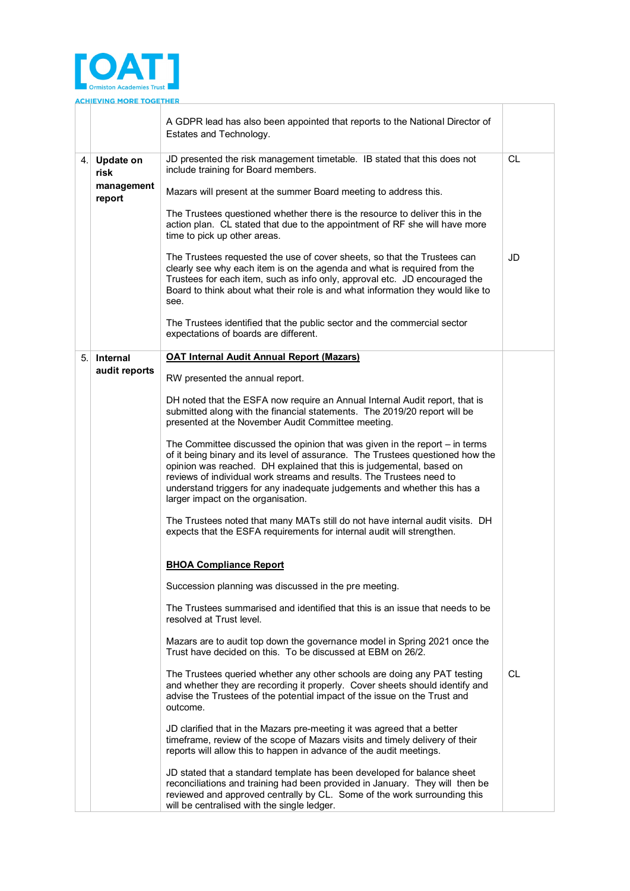| | | | |
|---|---|---|---|
| | | A GDPR lead has also been appointed that reports to the National Director of Estates and Technology. | |
| 4. | **Update on risk management report** | JD presented the risk management timetable. IB stated that this does not include training for Board members.<br><br>Mazars will present at the summer Board meeting to address this.<br><br>The Trustees questioned whether there is the resource to deliver this in the action plan. CL stated that due to the appointment of RF she will have more time to pick up other areas.<br><br>The Trustees requested the use of cover sheets, so that the Trustees can clearly see why each item is on the agenda and what is required from the Trustees for each item, such as info only, approval etc. JD encouraged the Board to think about what their role is and what information they would like to see.<br><br>The Trustees identified that the public sector and the commercial sector expectations of boards are different. | CL<br><br><br><br><br><br>JD |
| 5. | **Internal audit reports** | **<u>OAT Internal Audit Annual Report (Mazars)</u>**<br><br>RW presented the annual report.<br><br>DH noted that the ESFA now require an Annual Internal Audit report, that is submitted along with the financial statements. The 2019/20 report will be presented at the November Audit Committee meeting.<br><br>The Committee discussed the opinion that was given in the report – in terms of it being binary and its level of assurance. The Trustees questioned how the opinion was reached. DH explained that this is judgemental, based on reviews of individual work streams and results. The Trustees need to understand triggers for any inadequate judgements and whether this has a larger impact on the organisation.<br><br>The Trustees noted that many MATs still do not have internal audit visits. DH expects that the ESFA requirements for internal audit will strengthen.<br><br>**<u>BHOA Compliance Report</u>**<br><br>Succession planning was discussed in the pre meeting.<br><br>The Trustees summarised and identified that this is an issue that needs to be resolved at Trust level.<br><br>Mazars are to audit top down the governance model in Spring 2021 once the Trust have decided on this. To be discussed at EBM on 26/2.<br><br>The Trustees queried whether any other schools are doing any PAT testing and whether they are recording it properly. Cover sheets should identify and advise the Trustees of the potential impact of the issue on the Trust and outcome.<br><br>JD clarified that in the Mazars pre-meeting it was agreed that a better timeframe, review of the scope of Mazars visits and timely delivery of their reports will allow this to happen in advance of the audit meetings.<br><br>JD stated that a standard template has been developed for balance sheet reconciliations and training had been provided in January. They will then be reviewed and approved centrally by CL. Some of the work surrounding this will be centralised with the single ledger. | <br><br><br><br><br><br><br><br><br><br><br><br><br><br><br><br><br><br>CL |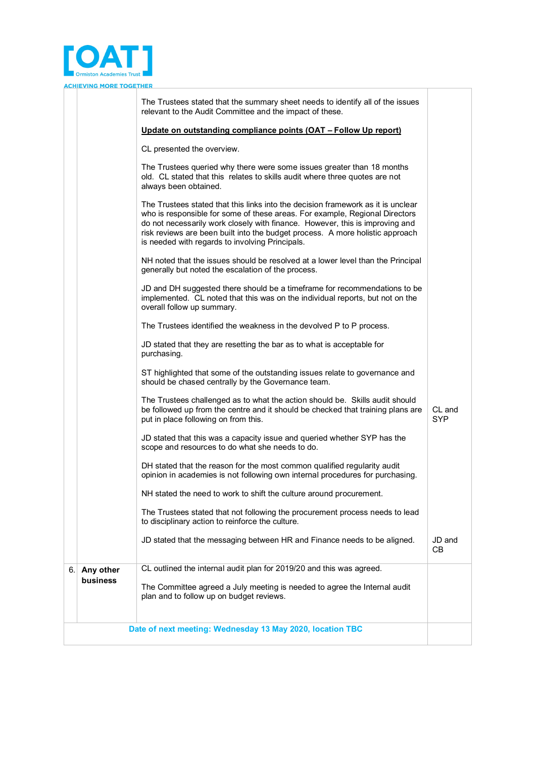| | | | |
|---|---|---|---|
| | | The Trustees stated that the summary sheet needs to identify all of the issues relevant to the Audit Committee and the impact of these.<br><br>**<u>Update on outstanding compliance points (OAT – Follow Up report)</u>**<br><br>CL presented the overview.<br><br>The Trustees queried why there were some issues greater than 18 months old. CL stated that this relates to skills audit where three quotes are not always been obtained.<br><br>The Trustees stated that this links into the decision framework as it is unclear who is responsible for some of these areas. For example, Regional Directors do not necessarily work closely with finance. However, this is improving and risk reviews are been built into the budget process. A more holistic approach is needed with regards to involving Principals.<br><br>NH noted that the issues should be resolved at a lower level than the Principal generally but noted the escalation of the process.<br><br>JD and DH suggested there should be a timeframe for recommendations to be implemented. CL noted that this was on the individual reports, but not on the overall follow up summary.<br><br>The Trustees identified the weakness in the devolved P to P process.<br><br>JD stated that they are resetting the bar as to what is acceptable for purchasing.<br><br>ST highlighted that some of the outstanding issues relate to governance and should be chased centrally by the Governance team.<br><br>The Trustees challenged as to what the action should be. Skills audit should be followed up from the centre and it should be checked that training plans are put in place following on from this.<br><br>JD stated that this was a capacity issue and queried whether SYP has the scope and resources to do what she needs to do.<br><br>DH stated that the reason for the most common qualified regularity audit opinion in academies is not following own internal procedures for purchasing.<br><br>NH stated the need to work to shift the culture around procurement.<br><br>The Trustees stated that not following the procurement process needs to lead to disciplinary action to reinforce the culture.<br><br>JD stated that the messaging between HR and Finance needs to be aligned. | CL and SYP<br><br>JD and CB |
| 6. | **Any other business** | CL outlined the internal audit plan for 2019/20 and this was agreed.<br><br>The Committee agreed a July meeting is needed to agree the Internal audit plan and to follow up on budget reviews. | |
| | | **Date of next meeting: Wednesday 13 May 2020, location TBC** | |